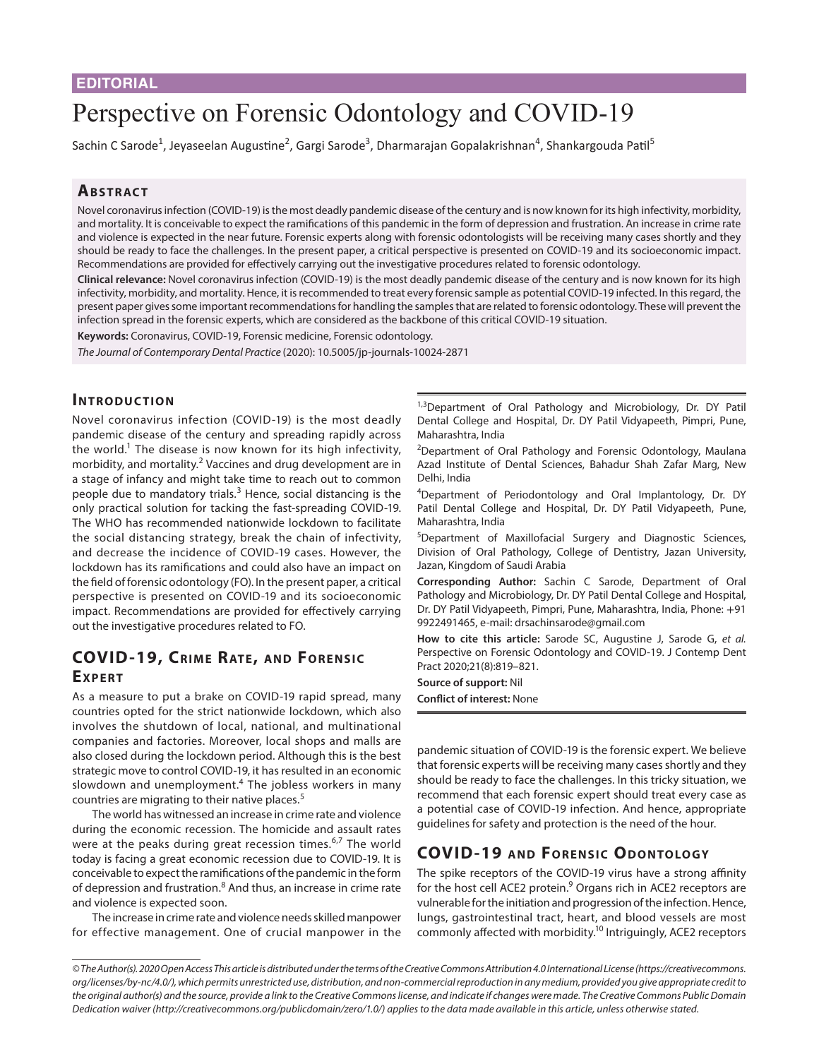EDITORIAL

# Perspective on Forensic Odontology and COVID-19

Sachin C Sarode[1], Jeyaseelan Augustine[2], Gargi Sarode[3], Dharmarajan Gopalakrishnan[4], Shankargouda Patil[5]

## Abstract

Novel coronavirus infection (COVID-19) is the most deadly pandemic disease of the century and is now known for its high infectivity, morbidity, and mortality. It is conceivable to expect the ramifications of this pandemic in the form of depression and frustration. An increase in crime rate and violence is expected in the near future. Forensic experts along with forensic odontologists will be receiving many cases shortly and they should be ready to face the challenges. In the present paper, a critical perspective is presented on COVID-19 and its socioeconomic impact. Recommendations are provided for effectively carrying out the investigative procedures related to forensic odontology.

**Clinical relevance:** Novel coronavirus infection (COVID-19) is the most deadly pandemic disease of the century and is now known for its high infectivity, morbidity, and mortality. Hence, it is recommended to treat every forensic sample as potential COVID-19 infected. In this regard, the present paper gives some important recommendations for handling the samples that are related to forensic odontology. These will prevent the infection spread in the forensic experts, which are considered as the backbone of this critical COVID-19 situation.

**Keywords:** Coronavirus, COVID-19, Forensic medicine, Forensic odontology.

*The Journal of Contemporary Dental Practice* (2020): 10.5005/jp-journals-10024-2871

## Introduction

Novel coronavirus infection (COVID-19) is the most deadly pandemic disease of the century and spreading rapidly across the world.[1] The disease is now known for its high infectivity, morbidity, and mortality.[2] Vaccines and drug development are in a stage of infancy and might take time to reach out to common people due to mandatory trials.[3] Hence, social distancing is the only practical solution for tacking the fast-spreading COVID-19. The WHO has recommended nationwide lockdown to facilitate the social distancing strategy, break the chain of infectivity, and decrease the incidence of COVID-19 cases. However, the lockdown has its ramifications and could also have an impact on the field of forensic odontology (FO). In the present paper, a critical perspective is presented on COVID-19 and its socioeconomic impact. Recommendations are provided for effectively carrying out the investigative procedures related to FO.

## COVID-19, Crime Rate, and Forensic Expert

As a measure to put a brake on COVID-19 rapid spread, many countries opted for the strict nationwide lockdown, which also involves the shutdown of local, national, and multinational companies and factories. Moreover, local shops and malls are also closed during the lockdown period. Although this is the best strategic move to control COVID-19, it has resulted in an economic slowdown and unemployment.[4] The jobless workers in many countries are migrating to their native places.[5]

The world has witnessed an increase in crime rate and violence during the economic recession. The homicide and assault rates were at the peaks during great recession times.[6,7] The world today is facing a great economic recession due to COVID-19. It is conceivable to expect the ramifications of the pandemic in the form of depression and frustration.[8] And thus, an increase in crime rate and violence is expected soon.

The increase in crime rate and violence needs skilled manpower for effective management. One of crucial manpower in the pandemic situation of COVID-19 is the forensic expert. We believe that forensic experts will be receiving many cases shortly and they should be ready to face the challenges. In this tricky situation, we recommend that each forensic expert should treat every case as a potential case of COVID-19 infection. And hence, appropriate guidelines for safety and protection is the need of the hour.

## COVID-19 and Forensic Odontology

The spike receptors of the COVID-19 virus have a strong affinity for the host cell ACE2 protein.[9] Organs rich in ACE2 receptors are vulnerable for the initiation and progression of the infection. Hence, lungs, gastrointestinal tract, heart, and blood vessels are most commonly affected with morbidity.[10] Intriguingly, ACE2 receptors

---

[1,3]Department of Oral Pathology and Microbiology, Dr. DY Patil Dental College and Hospital, Dr. DY Patil Vidyapeeth, Pimpri, Pune, Maharashtra, India

[2]Department of Oral Pathology and Forensic Odontology, Maulana Azad Institute of Dental Sciences, Bahadur Shah Zafar Marg, New Delhi, India

[4]Department of Periodontology and Oral Implantology, Dr. DY Patil Dental College and Hospital, Dr. DY Patil Vidyapeeth, Pune, Maharashtra, India

[5]Department of Maxillofacial Surgery and Diagnostic Sciences, Division of Oral Pathology, College of Dentistry, Jazan University, Jazan, Kingdom of Saudi Arabia

**Corresponding Author:** Sachin C Sarode, Department of Oral Pathology and Microbiology, Dr. DY Patil Dental College and Hospital, Dr. DY Patil Vidyapeeth, Pimpri, Pune, Maharashtra, India, Phone: +91 9922491465, e-mail: drsachinsarode@gmail.com

**How to cite this article:** Sarode SC, Augustine J, Sarode G, *et al*. Perspective on Forensic Odontology and COVID-19. J Contemp Dent Pract 2020;21(8):819–821.

**Source of support:** Nil

**Conflict of interest:** None

---

*© The Author(s). 2020 Open Access This article is distributed under the terms of the Creative Commons Attribution 4.0 International License (https://creativecommons.org/licenses/by-nc/4.0/), which permits unrestricted use, distribution, and non-commercial reproduction in any medium, provided you give appropriate credit to the original author(s) and the source, provide a link to the Creative Commons license, and indicate if changes were made. The Creative Commons Public Domain Dedication waiver (http://creativecommons.org/publicdomain/zero/1.0/) applies to the data made available in this article, unless otherwise stated.*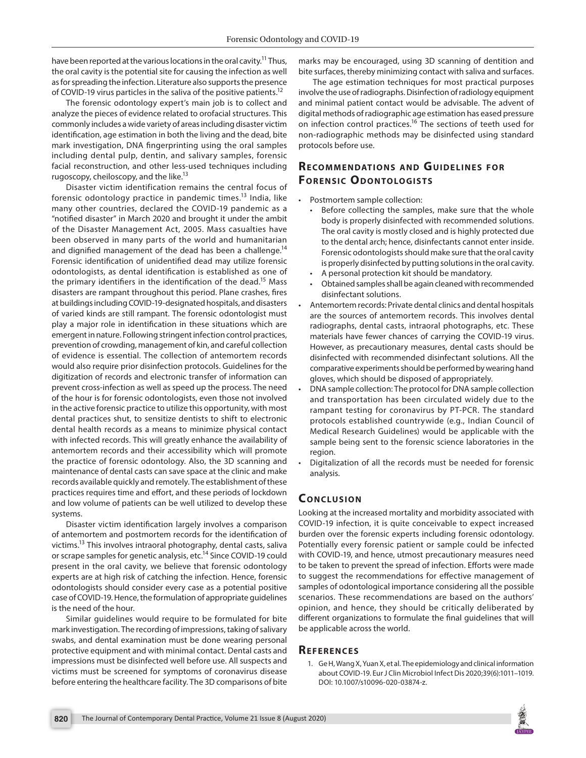have been reported at the various locations in the oral cavity.[11] Thus, the oral cavity is the potential site for causing the infection as well as for spreading the infection. Literature also supports the presence of COVID-19 virus particles in the saliva of the positive patients.[12]

The forensic odontology expert's main job is to collect and analyze the pieces of evidence related to orofacial structures. This commonly includes a wide variety of areas including disaster victim identification, age estimation in both the living and the dead, bite mark investigation, DNA fingerprinting using the oral samples including dental pulp, dentin, and salivary samples, forensic facial reconstruction, and other less-used techniques including rugoscopy, cheiloscopy, and the like.[13]

Disaster victim identification remains the central focus of forensic odontology practice in pandemic times.[13] India, like many other countries, declared the COVID-19 pandemic as a "notified disaster" in March 2020 and brought it under the ambit of the Disaster Management Act, 2005. Mass casualties have been observed in many parts of the world and humanitarian and dignified management of the dead has been a challenge.[14] Forensic identification of unidentified dead may utilize forensic odontologists, as dental identification is established as one of the primary identifiers in the identification of the dead.[15] Mass disasters are rampant throughout this period. Plane crashes, fires at buildings including COVID-19-designated hospitals, and disasters of varied kinds are still rampant. The forensic odontologist must play a major role in identification in these situations which are emergent in nature. Following stringent infection control practices, prevention of crowding, management of kin, and careful collection of evidence is essential. The collection of antemortem records would also require prior disinfection protocols. Guidelines for the digitization of records and electronic transfer of information can prevent cross-infection as well as speed up the process. The need of the hour is for forensic odontologists, even those not involved in the active forensic practice to utilize this opportunity, with most dental practices shut, to sensitize dentists to shift to electronic dental health records as a means to minimize physical contact with infected records. This will greatly enhance the availability of antemortem records and their accessibility which will promote the practice of forensic odontology. Also, the 3D scanning and maintenance of dental casts can save space at the clinic and make records available quickly and remotely. The establishment of these practices requires time and effort, and these periods of lockdown and low volume of patients can be well utilized to develop these systems.

Disaster victim identification largely involves a comparison of antemortem and postmortem records for the identification of victims.[13] This involves intraoral photography, dental casts, saliva or scrape samples for genetic analysis, etc.[14] Since COVID-19 could present in the oral cavity, we believe that forensic odontology experts are at high risk of catching the infection. Hence, forensic odontologists should consider every case as a potential positive case of COVID-19. Hence, the formulation of appropriate guidelines is the need of the hour.

Similar guidelines would require to be formulated for bite mark investigation. The recording of impressions, taking of salivary swabs, and dental examination must be done wearing personal protective equipment and with minimal contact. Dental casts and impressions must be disinfected well before use. All suspects and victims must be screened for symptoms of coronavirus disease before entering the healthcare facility. The 3D comparisons of bite marks may be encouraged, using 3D scanning of dentition and bite surfaces, thereby minimizing contact with saliva and surfaces.

The age estimation techniques for most practical purposes involve the use of radiographs. Disinfection of radiology equipment and minimal patient contact would be advisable. The advent of digital methods of radiographic age estimation has eased pressure on infection control practices.[16] The sections of teeth used for non-radiographic methods may be disinfected using standard protocols before use.

## Recommendations and Guidelines for Forensic Odontologists

- Postmortem sample collection:
  - Before collecting the samples, make sure that the whole body is properly disinfected with recommended solutions. The oral cavity is mostly closed and is highly protected due to the dental arch; hence, disinfectants cannot enter inside. Forensic odontologists should make sure that the oral cavity is properly disinfected by putting solutions in the oral cavity.
  - A personal protection kit should be mandatory.
  - Obtained samples shall be again cleaned with recommended disinfectant solutions.
- Antemortem records: Private dental clinics and dental hospitals are the sources of antemortem records. This involves dental radiographs, dental casts, intraoral photographs, etc. These materials have fewer chances of carrying the COVID-19 virus. However, as precautionary measures, dental casts should be disinfected with recommended disinfectant solutions. All the comparative experiments should be performed by wearing hand gloves, which should be disposed of appropriately.
- DNA sample collection: The protocol for DNA sample collection and transportation has been circulated widely due to the rampant testing for coronavirus by PT-PCR. The standard protocols established countrywide (e.g., Indian Council of Medical Research Guidelines) would be applicable with the sample being sent to the forensic science laboratories in the region.
- Digitalization of all the records must be needed for forensic analysis.

## Conclusion

Looking at the increased mortality and morbidity associated with COVID-19 infection, it is quite conceivable to expect increased burden over the forensic experts including forensic odontology. Potentially every forensic patient or sample could be infected with COVID-19, and hence, utmost precautionary measures need to be taken to prevent the spread of infection. Efforts were made to suggest the recommendations for effective management of samples of odontological importance considering all the possible scenarios. These recommendations are based on the authors' opinion, and hence, they should be critically deliberated by different organizations to formulate the final guidelines that will be applicable across the world.

## References

1. Ge H, Wang X, Yuan X, et al. The epidemiology and clinical information about COVID-19. Eur J Clin Microbiol Infect Dis 2020;39(6):1011–1019. DOI: 10.1007/s10096-020-03874-z.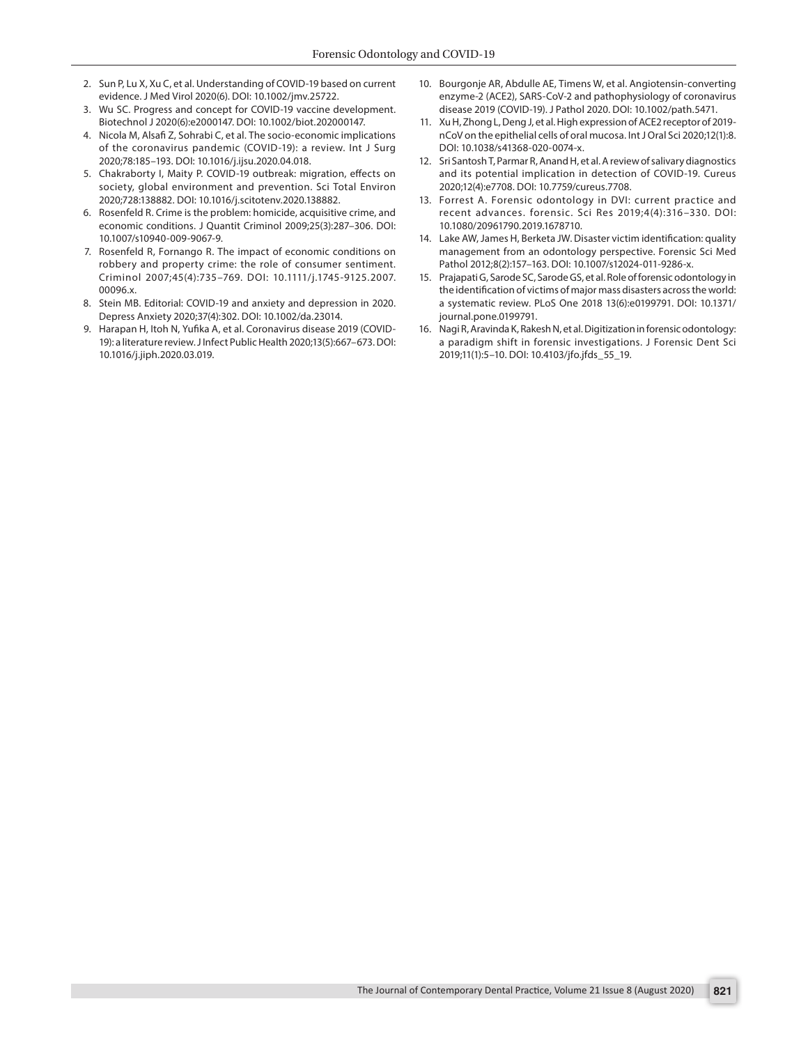2. Sun P, Lu X, Xu C, et al. Understanding of COVID-19 based on current evidence. J Med Virol 2020(6). DOI: 10.1002/jmv.25722.
3. Wu SC. Progress and concept for COVID-19 vaccine development. Biotechnol J 2020(6):e2000147. DOI: 10.1002/biot.202000147.
4. Nicola M, Alsafi Z, Sohrabi C, et al. The socio-economic implications of the coronavirus pandemic (COVID-19): a review. Int J Surg 2020;78:185–193. DOI: 10.1016/j.ijsu.2020.04.018.
5. Chakraborty I, Maity P. COVID-19 outbreak: migration, effects on society, global environment and prevention. Sci Total Environ 2020;728:138882. DOI: 10.1016/j.scitotenv.2020.138882.
6. Rosenfeld R. Crime is the problem: homicide, acquisitive crime, and economic conditions. J Quantit Criminol 2009;25(3):287–306. DOI: 10.1007/s10940-009-9067-9.
7. Rosenfeld R, Fornango R. The impact of economic conditions on robbery and property crime: the role of consumer sentiment. Criminol 2007;45(4):735–769. DOI: 10.1111/j.1745-9125.2007.00096.x.
8. Stein MB. Editorial: COVID-19 and anxiety and depression in 2020. Depress Anxiety 2020;37(4):302. DOI: 10.1002/da.23014.
9. Harapan H, Itoh N, Yufika A, et al. Coronavirus disease 2019 (COVID-19): a literature review. J Infect Public Health 2020;13(5):667–673. DOI: 10.1016/j.jiph.2020.03.019.
10. Bourgonje AR, Abdulle AE, Timens W, et al. Angiotensin-converting enzyme-2 (ACE2), SARS-CoV-2 and pathophysiology of coronavirus disease 2019 (COVID-19). J Pathol 2020. DOI: 10.1002/path.5471.
11. Xu H, Zhong L, Deng J, et al. High expression of ACE2 receptor of 2019-nCoV on the epithelial cells of oral mucosa. Int J Oral Sci 2020;12(1):8. DOI: 10.1038/s41368-020-0074-x.
12. Sri Santosh T, Parmar R, Anand H, et al. A review of salivary diagnostics and its potential implication in detection of COVID-19. Cureus 2020;12(4):e7708. DOI: 10.7759/cureus.7708.
13. Forrest A. Forensic odontology in DVI: current practice and recent advances. forensic. Sci Res 2019;4(4):316–330. DOI: 10.1080/20961790.2019.1678710.
14. Lake AW, James H, Berketa JW. Disaster victim identification: quality management from an odontology perspective. Forensic Sci Med Pathol 2012;8(2):157–163. DOI: 10.1007/s12024-011-9286-x.
15. Prajapati G, Sarode SC, Sarode GS, et al. Role of forensic odontology in the identification of victims of major mass disasters across the world: a systematic review. PLoS One 2018 13(6):e0199791. DOI: 10.1371/journal.pone.0199791.
16. Nagi R, Aravinda K, Rakesh N, et al. Digitization in forensic odontology: a paradigm shift in forensic investigations. J Forensic Dent Sci 2019;11(1):5–10. DOI: 10.4103/jfo.jfds_55_19.